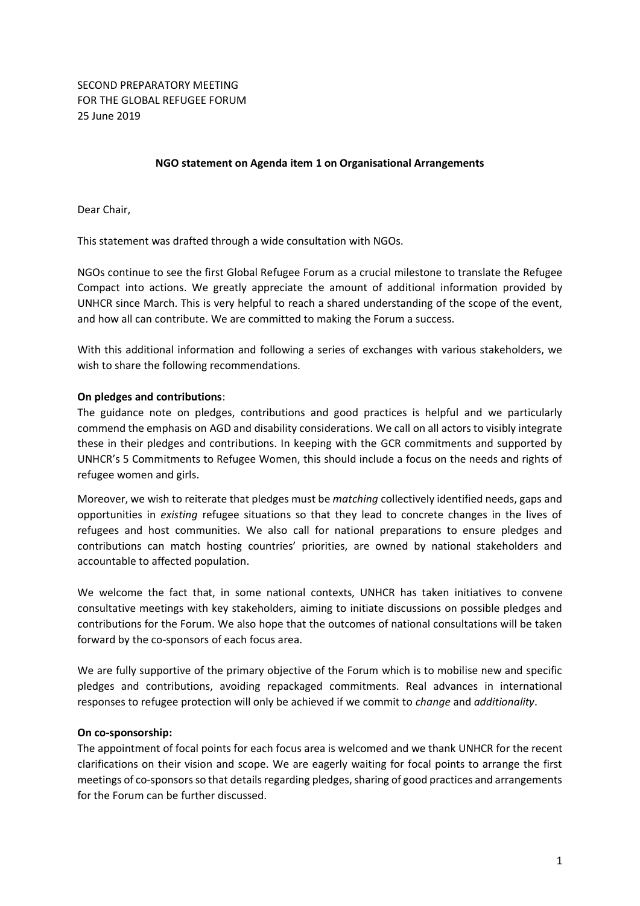SECOND PREPARATORY MEETING
FOR THE GLOBAL REFUGEE FORUM
25 June 2019

**NGO statement on Agenda item 1 on Organisational Arrangements**

Dear Chair,

This statement was drafted through a wide consultation with NGOs.

NGOs continue to see the first Global Refugee Forum as a crucial milestone to translate the Refugee Compact into actions. We greatly appreciate the amount of additional information provided by UNHCR since March. This is very helpful to reach a shared understanding of the scope of the event, and how all can contribute. We are committed to making the Forum a success.

With this additional information and following a series of exchanges with various stakeholders, we wish to share the following recommendations.

**On pledges and contributions**:

The guidance note on pledges, contributions and good practices is helpful and we particularly commend the emphasis on AGD and disability considerations. We call on all actors to visibly integrate these in their pledges and contributions. In keeping with the GCR commitments and supported by UNHCR's 5 Commitments to Refugee Women, this should include a focus on the needs and rights of refugee women and girls.

Moreover, we wish to reiterate that pledges must be *matching* collectively identified needs, gaps and opportunities in *existing* refugee situations so that they lead to concrete changes in the lives of refugees and host communities. We also call for national preparations to ensure pledges and contributions can match hosting countries' priorities, are owned by national stakeholders and accountable to affected population.

We welcome the fact that, in some national contexts, UNHCR has taken initiatives to convene consultative meetings with key stakeholders, aiming to initiate discussions on possible pledges and contributions for the Forum. We also hope that the outcomes of national consultations will be taken forward by the co-sponsors of each focus area.

We are fully supportive of the primary objective of the Forum which is to mobilise new and specific pledges and contributions, avoiding repackaged commitments. Real advances in international responses to refugee protection will only be achieved if we commit to *change* and *additionality*.

**On co-sponsorship:**

The appointment of focal points for each focus area is welcomed and we thank UNHCR for the recent clarifications on their vision and scope. We are eagerly waiting for focal points to arrange the first meetings of co-sponsors so that details regarding pledges, sharing of good practices and arrangements for the Forum can be further discussed.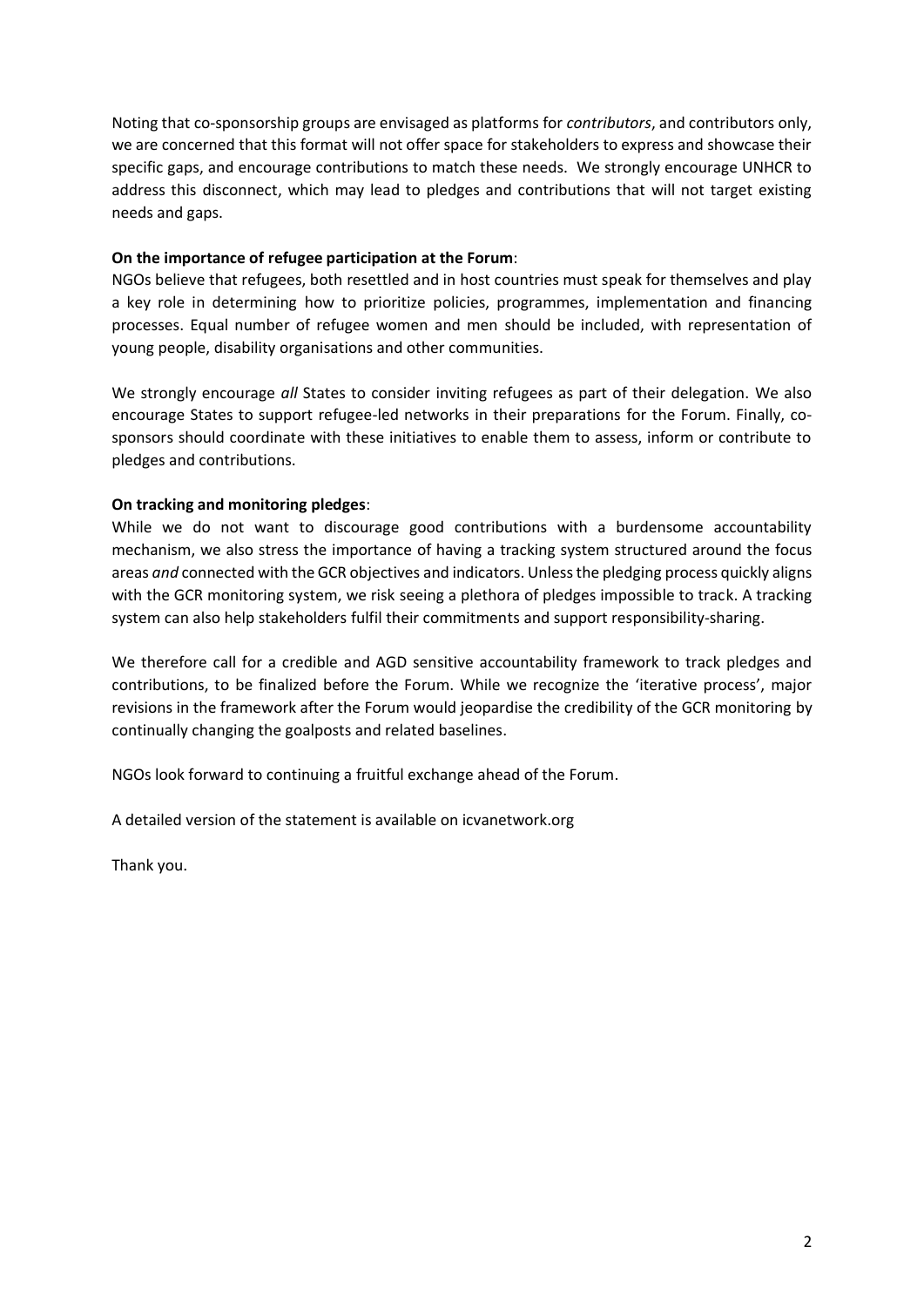Noting that co-sponsorship groups are envisaged as platforms for *contributors*, and contributors only, we are concerned that this format will not offer space for stakeholders to express and showcase their specific gaps, and encourage contributions to match these needs. We strongly encourage UNHCR to address this disconnect, which may lead to pledges and contributions that will not target existing needs and gaps.

**On the importance of refugee participation at the Forum**:

NGOs believe that refugees, both resettled and in host countries must speak for themselves and play a key role in determining how to prioritize policies, programmes, implementation and financing processes. Equal number of refugee women and men should be included, with representation of young people, disability organisations and other communities.

We strongly encourage *all* States to consider inviting refugees as part of their delegation. We also encourage States to support refugee-led networks in their preparations for the Forum. Finally, co-sponsors should coordinate with these initiatives to enable them to assess, inform or contribute to pledges and contributions.

**On tracking and monitoring pledges**:

While we do not want to discourage good contributions with a burdensome accountability mechanism, we also stress the importance of having a tracking system structured around the focus areas *and* connected with the GCR objectives and indicators. Unless the pledging process quickly aligns with the GCR monitoring system, we risk seeing a plethora of pledges impossible to track. A tracking system can also help stakeholders fulfil their commitments and support responsibility-sharing.

We therefore call for a credible and AGD sensitive accountability framework to track pledges and contributions, to be finalized before the Forum. While we recognize the 'iterative process', major revisions in the framework after the Forum would jeopardise the credibility of the GCR monitoring by continually changing the goalposts and related baselines.

NGOs look forward to continuing a fruitful exchange ahead of the Forum.

A detailed version of the statement is available on icvanetwork.org

Thank you.